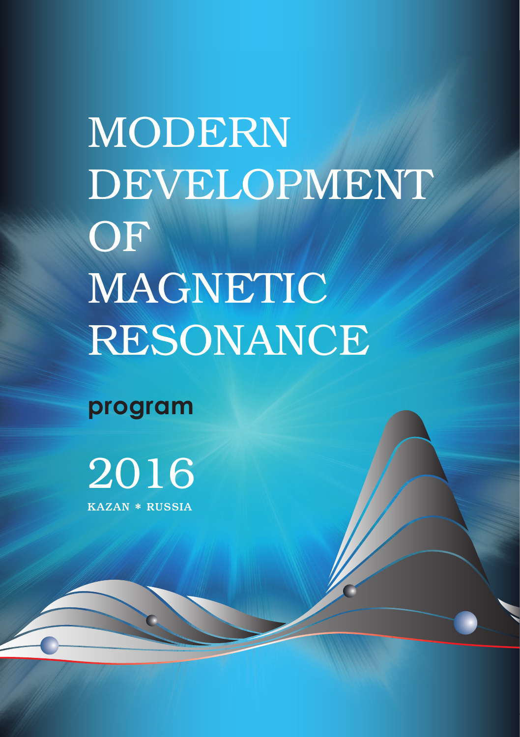# MODERN DEVELOPMENT OF MAGNETIC RESONANCE

**program**

2016

KAZAN * RUSSIA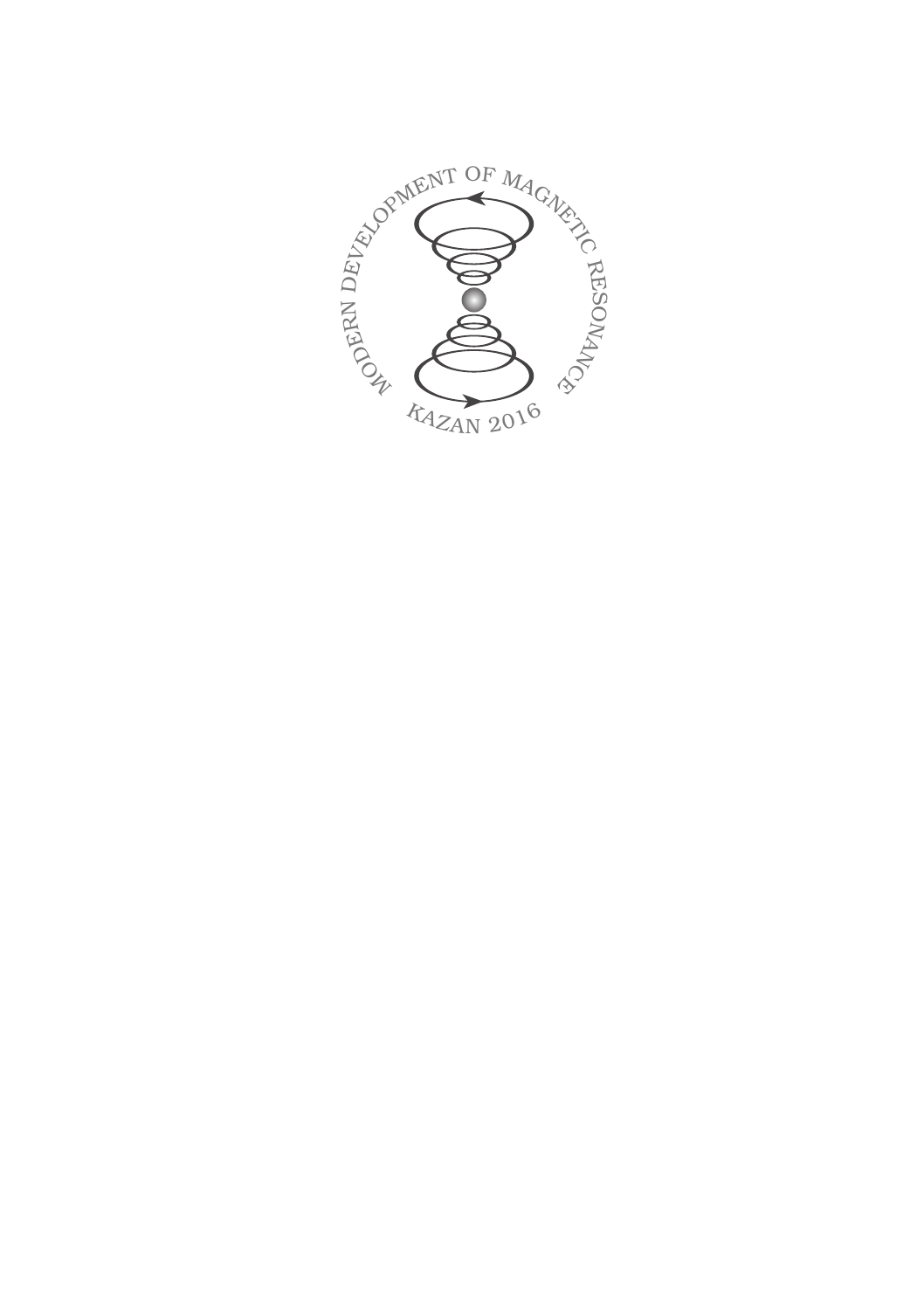MODERN DEVELOPMENT OF MAGNETIC RESONANCE

KAZAN 2016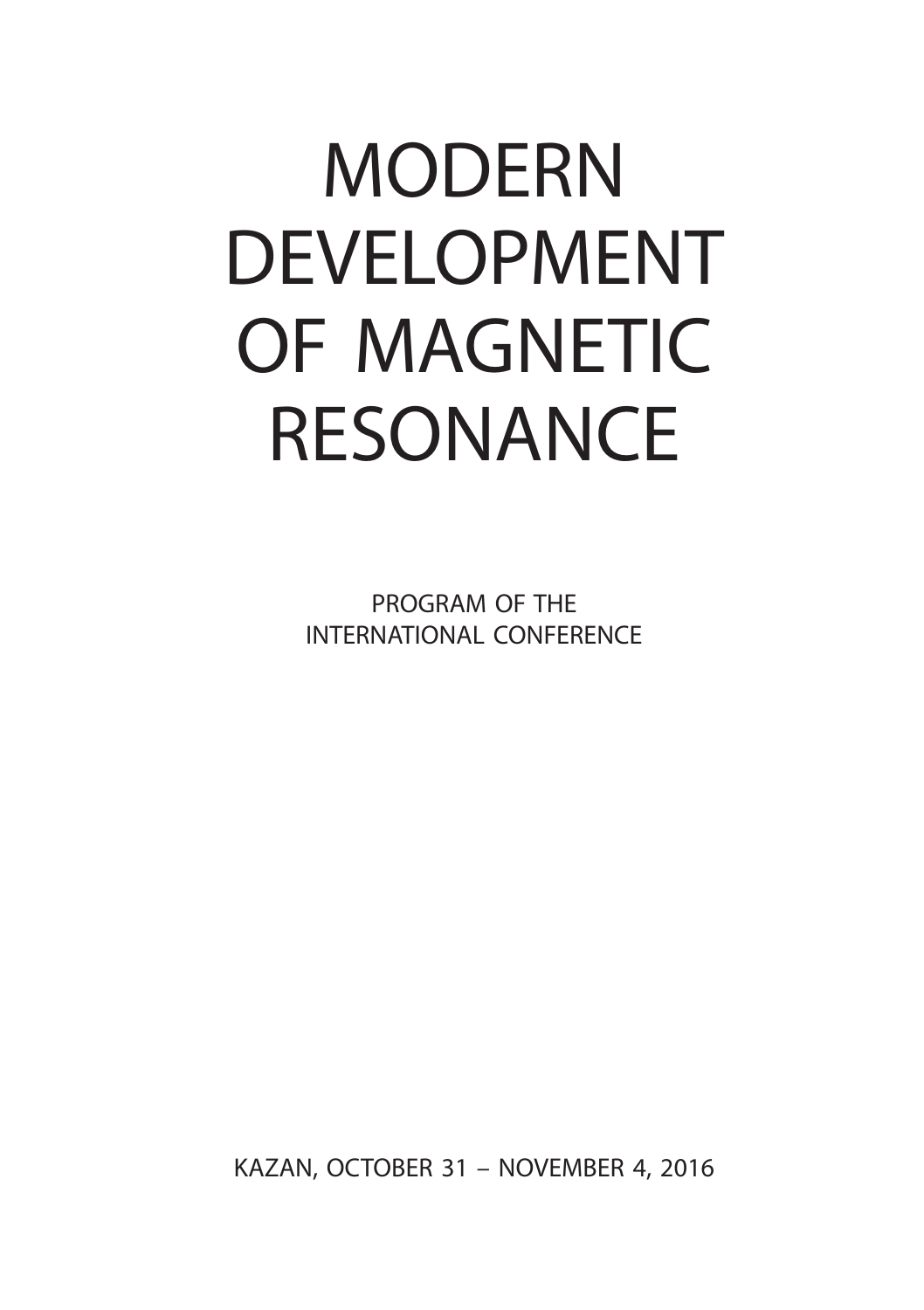# MODERN DEVELOPMENT OF MAGNETIC RESONANCE

PROGRAM OF THE
INTERNATIONAL CONFERENCE

KAZAN, OCTOBER 31 – NOVEMBER 4, 2016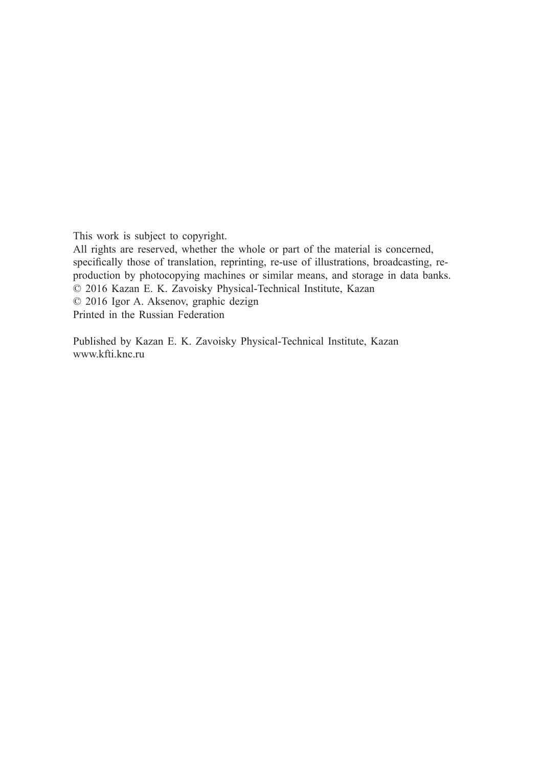This work is subject to copyright.
All rights are reserved, whether the whole or part of the material is concerned, specifically those of translation, reprinting, re-use of illustrations, broadcasting, reproduction by photocopying machines or similar means, and storage in data banks.
© 2016 Kazan E. K. Zavoisky Physical-Technical Institute, Kazan
© 2016 Igor A. Aksenov, graphic dezign
Printed in the Russian Federation

Published by Kazan E. K. Zavoisky Physical-Technical Institute, Kazan
www.kfti.knc.ru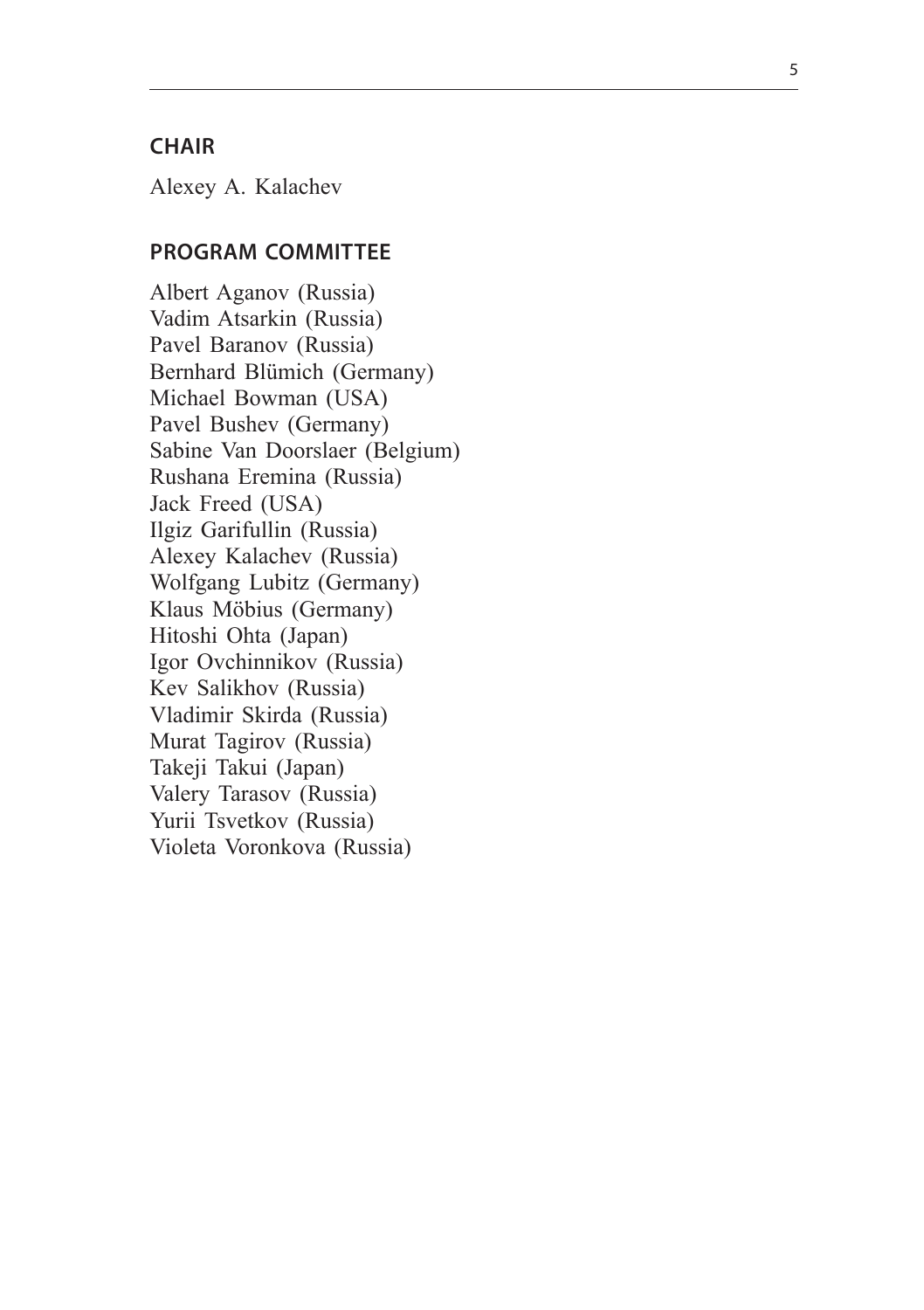## CHAIR

Alexey A. Kalachev

## PROGRAM COMMITTEE

Albert Aganov (Russia)
Vadim Atsarkin (Russia)
Pavel Baranov (Russia)
Bernhard Blümich (Germany)
Michael Bowman (USA)
Pavel Bushev (Germany)
Sabine Van Doorslaer (Belgium)
Rushana Eremina (Russia)
Jack Freed (USA)
Ilgiz Garifullin (Russia)
Alexey Kalachev (Russia)
Wolfgang Lubitz (Germany)
Klaus Möbius (Germany)
Hitoshi Ohta (Japan)
Igor Ovchinnikov (Russia)
Kev Salikhov (Russia)
Vladimir Skirda (Russia)
Murat Tagirov (Russia)
Takeji Takui (Japan)
Valery Tarasov (Russia)
Yurii Tsvetkov (Russia)
Violeta Voronkova (Russia)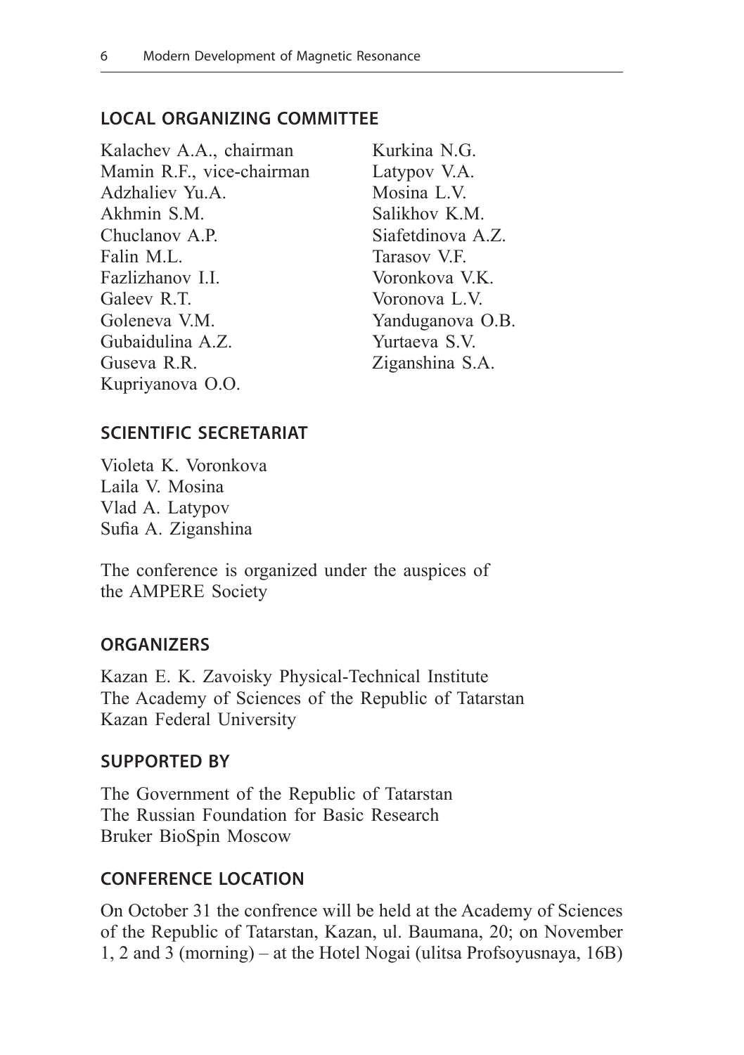## LOCAL ORGANIZING COMMITTEE

Kalachev A.A., chairman
Mamin R.F., vice-chairman
Adzhaliev Yu.A.
Akhmin S.M.
Chuclanov A.P.
Falin M.L.
Fazlizhanov I.I.
Galeev R.T.
Goleneva V.M.
Gubaidulina A.Z.
Guseva R.R.
Kupriyanova O.O.
Kurkina N.G.
Latypov V.A.
Mosina L.V.
Salikhov K.M.
Siafetdinova A.Z.
Tarasov V.F.
Voronkova V.K.
Voronova L.V.
Yanduganova O.B.
Yurtaeva S.V.
Ziganshina S.A.

## SCIENTIFIC SECRETARIAT

Violeta K. Voronkova
Laila V. Mosina
Vlad A. Latypov
Sufia A. Ziganshina

The conference is organized under the auspices of the AMPERE Society

## ORGANIZERS

Kazan E. K. Zavoisky Physical-Technical Institute
The Academy of Sciences of the Republic of Tatarstan
Kazan Federal University

## SUPPORTED BY

The Government of the Republic of Tatarstan
The Russian Foundation for Basic Research
Bruker BioSpin Moscow

## CONFERENCE LOCATION

On October 31 the confrence will be held at the Academy of Sciences of the Republic of Tatarstan, Kazan, ul. Baumana, 20; on November 1, 2 and 3 (morning) – at the Hotel Nogai (ulitsa Profsoyusnaya, 16B)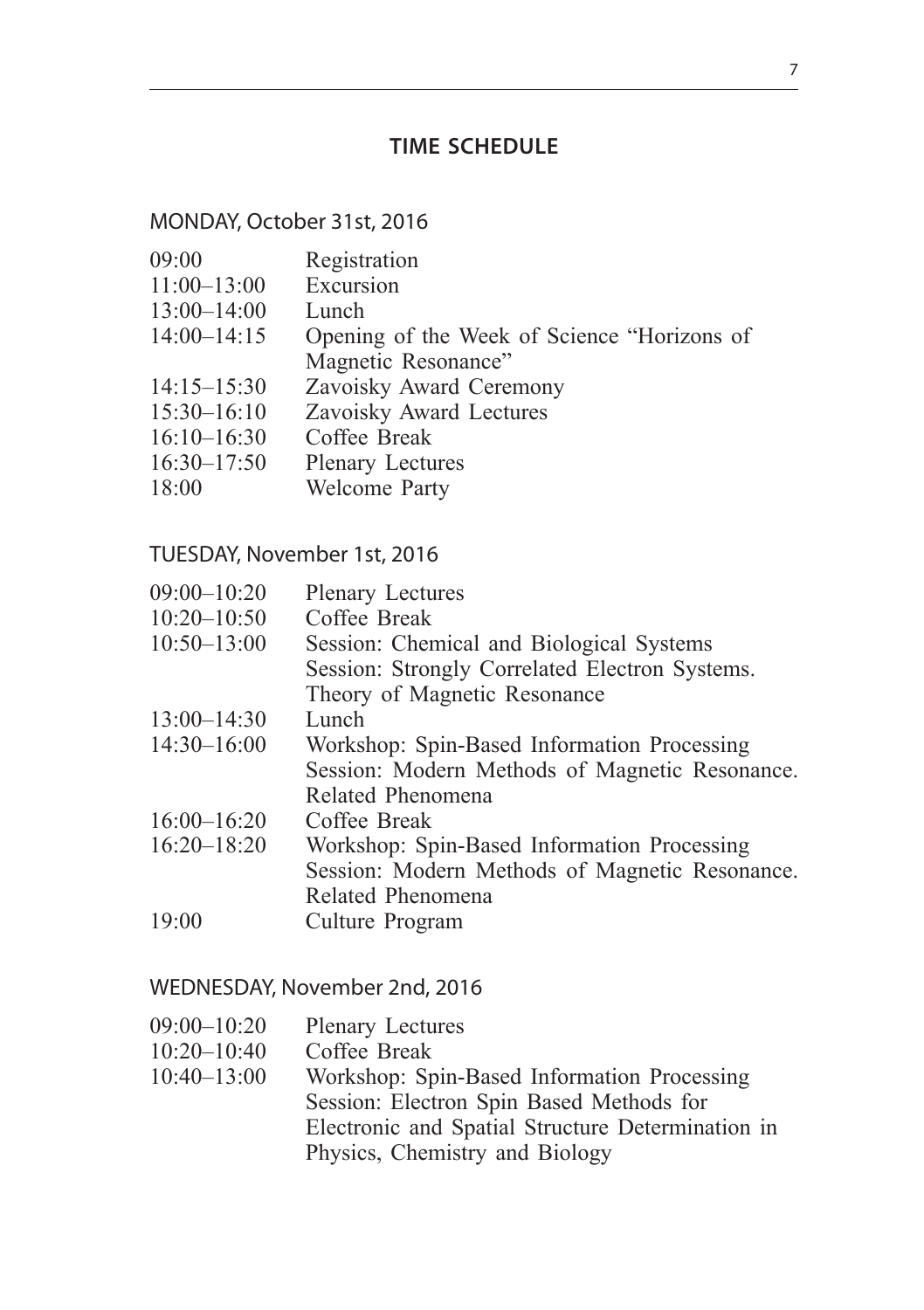# TIME SCHEDULE

## MONDAY, October 31st, 2016

| | |
|---|---|
| 09:00 | Registration |
| 11:00–13:00 | Excursion |
| 13:00–14:00 | Lunch |
| 14:00–14:15 | Opening of the Week of Science "Horizons of Magnetic Resonance" |
| 14:15–15:30 | Zavoisky Award Ceremony |
| 15:30–16:10 | Zavoisky Award Lectures |
| 16:10–16:30 | Coffee Break |
| 16:30–17:50 | Plenary Lectures |
| 18:00 | Welcome Party |

## TUESDAY, November 1st, 2016

| | |
|---|---|
| 09:00–10:20 | Plenary Lectures |
| 10:20–10:50 | Coffee Break |
| 10:50–13:00 | Session: Chemical and Biological Systems<br>Session: Strongly Correlated Electron Systems. Theory of Magnetic Resonance |
| 13:00–14:30 | Lunch |
| 14:30–16:00 | Workshop: Spin-Based Information Processing<br>Session: Modern Methods of Magnetic Resonance. Related Phenomena |
| 16:00–16:20 | Coffee Break |
| 16:20–18:20 | Workshop: Spin-Based Information Processing<br>Session: Modern Methods of Magnetic Resonance. Related Phenomena |
| 19:00 | Culture Program |

## WEDNESDAY, November 2nd, 2016

| | |
|---|---|
| 09:00–10:20 | Plenary Lectures |
| 10:20–10:40 | Coffee Break |
| 10:40–13:00 | Workshop: Spin-Based Information Processing<br>Session: Electron Spin Based Methods for Electronic and Spatial Structure Determination in Physics, Chemistry and Biology |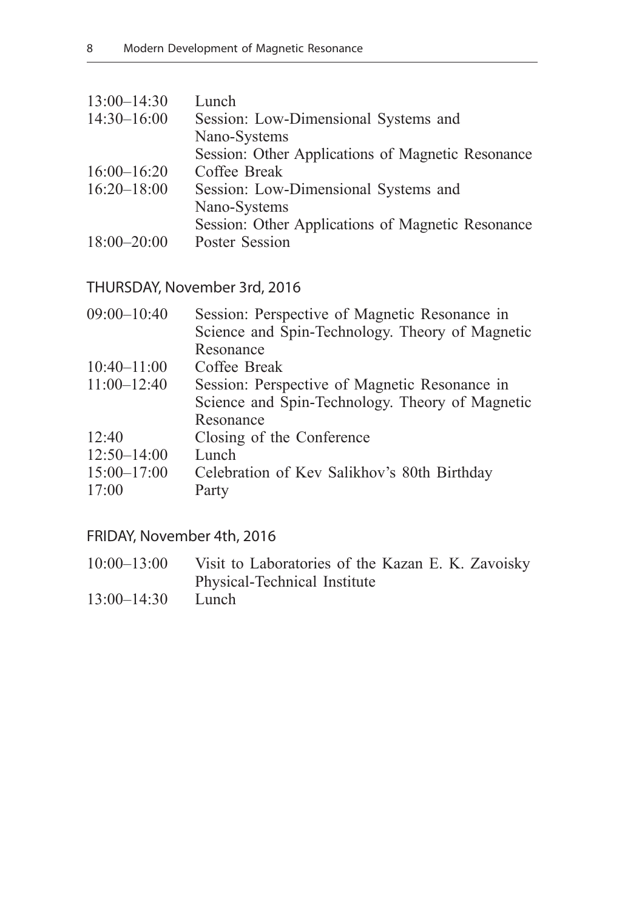| | |
|---|---|
| 13:00–14:30 | Lunch |
| 14:30–16:00 | Session: Low-Dimensional Systems and Nano-Systems<br>Session: Other Applications of Magnetic Resonance |
| 16:00–16:20 | Coffee Break |
| 16:20–18:00 | Session: Low-Dimensional Systems and Nano-Systems<br>Session: Other Applications of Magnetic Resonance |
| 18:00–20:00 | Poster Session |

## THURSDAY, November 3rd, 2016

| | |
|---|---|
| 09:00–10:40 | Session: Perspective of Magnetic Resonance in Science and Spin-Technology. Theory of Magnetic Resonance |
| 10:40–11:00 | Coffee Break |
| 11:00–12:40 | Session: Perspective of Magnetic Resonance in Science and Spin-Technology. Theory of Magnetic Resonance |
| 12:40 | Closing of the Conference |
| 12:50–14:00 | Lunch |
| 15:00–17:00 | Celebration of Kev Salikhov's 80th Birthday |
| 17:00 | Party |

## FRIDAY, November 4th, 2016

| | |
|---|---|
| 10:00–13:00 | Visit to Laboratories of the Kazan E. K. Zavoisky Physical-Technical Institute |
| 13:00–14:30 | Lunch |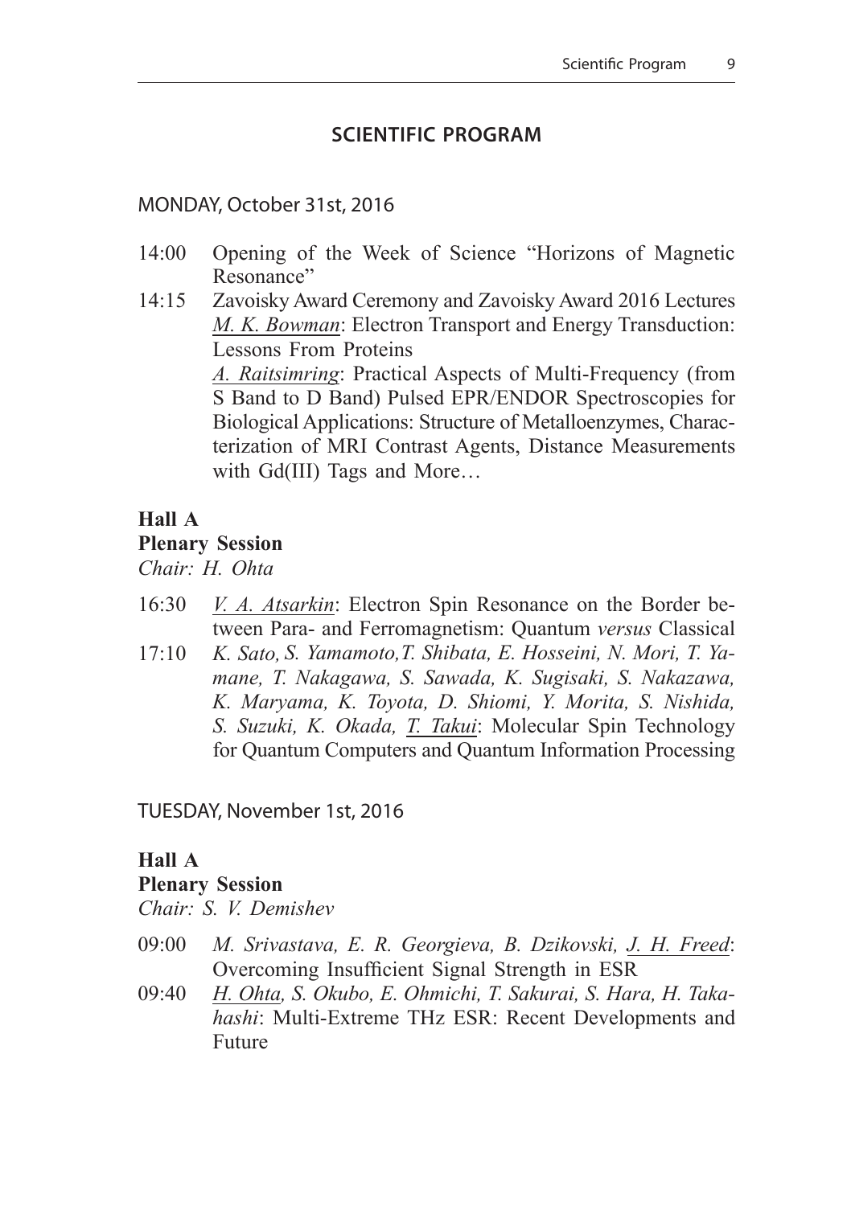## SCIENTIFIC PROGRAM

MONDAY, October 31st, 2016

14:00 Opening of the Week of Science "Horizons of Magnetic Resonance"

14:15 Zavoisky Award Ceremony and Zavoisky Award 2016 Lectures
*M. K. Bowman*: Electron Transport and Energy Transduction: Lessons From Proteins
*A. Raitsimring*: Practical Aspects of Multi-Frequency (from S Band to D Band) Pulsed EPR/ENDOR Spectroscopies for Biological Applications: Structure of Metalloenzymes, Characterization of MRI Contrast Agents, Distance Measurements with Gd(III) Tags and More…

**Hall A**
**Plenary Session**
*Chair: H. Ohta*

16:30 *V. A. Atsarkin*: Electron Spin Resonance on the Border between Para- and Ferromagnetism: Quantum *versus* Classical

17:10 *K. Sato, S. Yamamoto, T. Shibata, E. Hosseini, N. Mori, T. Yamane, T. Nakagawa, S. Sawada, K. Sugisaki, S. Nakazawa, K. Maryama, K. Toyota, D. Shiomi, Y. Morita, S. Nishida, S. Suzuki, K. Okada, T. Takui*: Molecular Spin Technology for Quantum Computers and Quantum Information Processing

TUESDAY, November 1st, 2016

**Hall A**
**Plenary Session**
*Chair: S. V. Demishev*

09:00 *M. Srivastava, E. R. Georgieva, B. Dzikovski, J. H. Freed*: Overcoming Insufficient Signal Strength in ESR

09:40 *H. Ohta, S. Okubo, E. Ohmichi, T. Sakurai, S. Hara, H. Takahashi*: Multi-Extreme THz ESR: Recent Developments and Future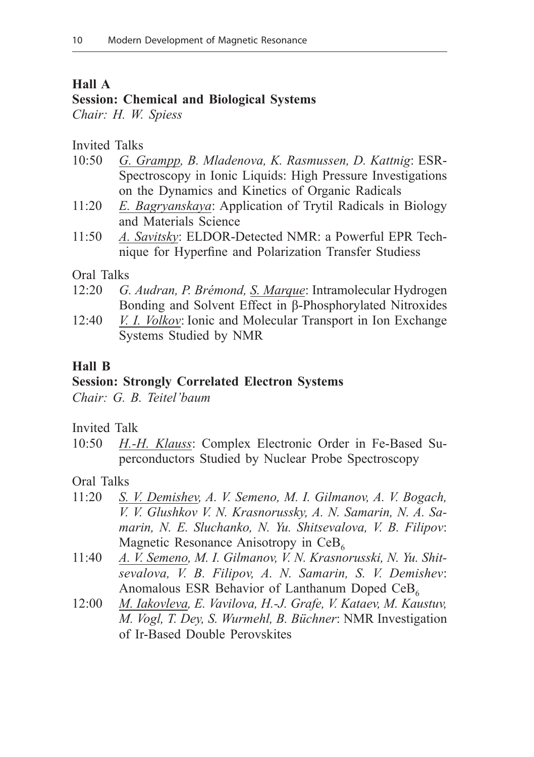## Hall A

### Session: Chemical and Biological Systems

*Chair: H. W. Spiess*

Invited Talks

- 10:50 *G. Grampp, B. Mladenova, K. Rasmussen, D. Kattnig*: ESR-Spectroscopy in Ionic Liquids: High Pressure Investigations on the Dynamics and Kinetics of Organic Radicals
- 11:20 *E. Bagryanskaya*: Application of Trytil Radicals in Biology and Materials Science
- 11:50 *A. Savitsky*: ELDOR-Detected NMR: a Powerful EPR Technique for Hyperfine and Polarization Transfer Studiess

Oral Talks

- 12:20 *G. Audran, P. Brémond, S. Marque*: Intramolecular Hydrogen Bonding and Solvent Effect in β-Phosphorylated Nitroxides
- 12:40 *V. I. Volkov*: Ionic and Molecular Transport in Ion Exchange Systems Studied by NMR

## Hall B

### Session: Strongly Correlated Electron Systems

*Chair: G. B. Teitel'baum*

Invited Talk

- 10:50 *H.-H. Klauss*: Complex Electronic Order in Fe-Based Superconductors Studied by Nuclear Probe Spectroscopy

Oral Talks

- 11:20 *S. V. Demishev, A. V. Semeno, M. I. Gilmanov, A. V. Bogach, V. V. Glushkov V. N. Krasnorussky, A. N. Samarin, N. A. Samarin, N. E. Sluchanko, N. Yu. Shitsevalova, V. B. Filipov*: Magnetic Resonance Anisotropy in $CeB_6$
- 11:40 *A. V. Semeno, M. I. Gilmanov, V. N. Krasnorusski, N. Yu. Shitsevalova, V. B. Filipov, A. N. Samarin, S. V. Demishev*: Anomalous ESR Behavior of Lanthanum Doped $CeB_6$
- 12:00 *M. Iakovleva, E. Vavilova, H.-J. Grafe, V. Kataev, M. Kaustuv, M. Vogl, T. Dey, S. Wurmehl, B. Büchner*: NMR Investigation of Ir-Based Double Perovskites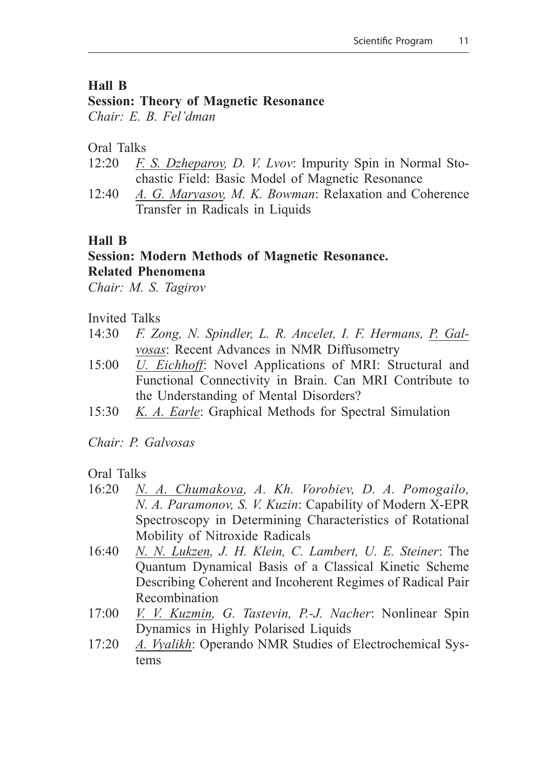**Hall B**
**Session: Theory of Magnetic Resonance**
*Chair: E. B. Fel'dman*

Oral Talks

- 12:20 *F. S. Dzheparov, D. V. Lvov*: Impurity Spin in Normal Stochastic Field: Basic Model of Magnetic Resonance
- 12:40 *A. G. Maryasov, M. K. Bowman*: Relaxation and Coherence Transfer in Radicals in Liquids

**Hall B**
**Session: Modern Methods of Magnetic Resonance. Related Phenomena**
*Chair: M. S. Tagirov*

Invited Talks

- 14:30 *F. Zong, N. Spindler, L. R. Ancelet, I. F. Hermans, P. Galvosas*: Recent Advances in NMR Diffusometry
- 15:00 *U. Eichhoff*: Novel Applications of MRI: Structural and Functional Connectivity in Brain. Can MRI Contribute to the Understanding of Mental Disorders?
- 15:30 *K. A. Earle*: Graphical Methods for Spectral Simulation

*Chair: P. Galvosas*

Oral Talks

- 16:20 *N. A. Chumakova, A. Kh. Vorobiev, D. A. Pomogailo, N. A. Paramonov, S. V. Kuzin*: Capability of Modern X-EPR Spectroscopy in Determining Characteristics of Rotational Mobility of Nitroxide Radicals
- 16:40 *N. N. Lukzen, J. H. Klein, C. Lambert, U. E. Steiner*: The Quantum Dynamical Basis of a Classical Kinetic Scheme Describing Coherent and Incoherent Regimes of Radical Pair Recombination
- 17:00 *V. V. Kuzmin, G. Tastevin, P.-J. Nacher*: Nonlinear Spin Dynamics in Highly Polarised Liquids
- 17:20 *A. Vyalikh*: Operando NMR Studies of Electrochemical Systems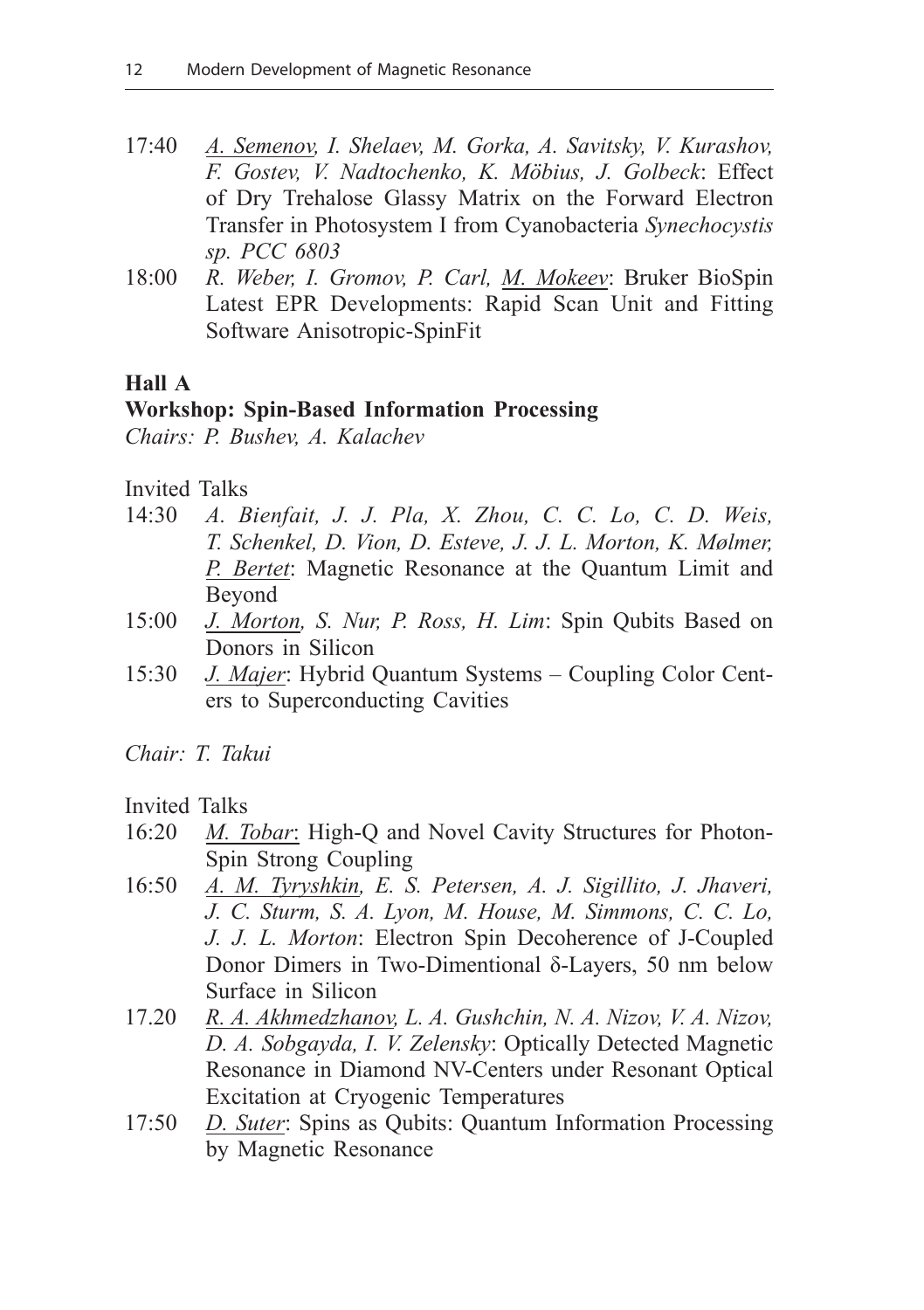17:40 *A. Semenov, I. Shelaev, M. Gorka, A. Savitsky, V. Kurashov, F. Gostev, V. Nadtochenko, K. Möbius, J. Golbeck*: Effect of Dry Trehalose Glassy Matrix on the Forward Electron Transfer in Photosystem I from Cyanobacteria *Synechocystis sp. PCC 6803*

18:00 *R. Weber, I. Gromov, P. Carl, M. Mokeev*: Bruker BioSpin Latest EPR Developments: Rapid Scan Unit and Fitting Software Anisotropic-SpinFit

**Hall A**

**Workshop: Spin-Based Information Processing**

*Chairs: P. Bushev, A. Kalachev*

Invited Talks

14:30 *A. Bienfait, J. J. Pla, X. Zhou, C. C. Lo, C. D. Weis, T. Schenkel, D. Vion, D. Esteve, J. J. L. Morton, K. Mølmer, P. Bertet*: Magnetic Resonance at the Quantum Limit and Beyond

15:00 *J. Morton, S. Nur, P. Ross, H. Lim*: Spin Qubits Based on Donors in Silicon

15:30 *J. Majer*: Hybrid Quantum Systems – Coupling Color Centers to Superconducting Cavities

*Chair: T. Takui*

Invited Talks

16:20 *M. Tobar*: High-Q and Novel Cavity Structures for Photon-Spin Strong Coupling

16:50 *A. M. Tyryshkin, E. S. Petersen, A. J. Sigillito, J. Jhaveri, J. C. Sturm, S. A. Lyon, M. House, M. Simmons, C. C. Lo, J. J. L. Morton*: Electron Spin Decoherence of J-Coupled Donor Dimers in Two-Dimentional δ-Layers, 50 nm below Surface in Silicon

17.20 *R. A. Akhmedzhanov, L. A. Gushchin, N. A. Nizov, V. A. Nizov, D. A. Sobgayda, I. V. Zelensky*: Optically Detected Magnetic Resonance in Diamond NV-Centers under Resonant Optical Excitation at Cryogenic Temperatures

17:50 *D. Suter*: Spins as Qubits: Quantum Information Processing by Magnetic Resonance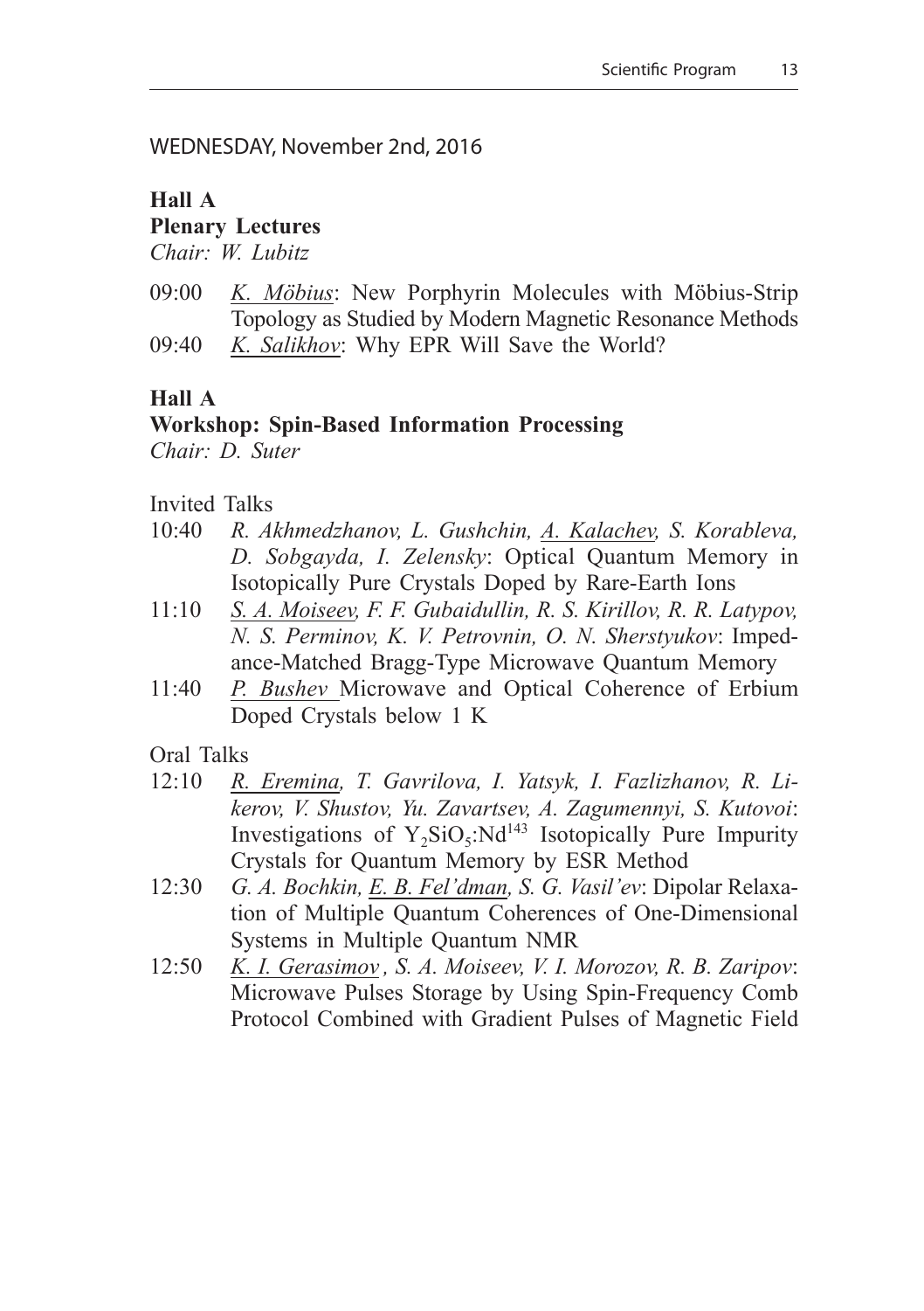WEDNESDAY, November 2nd, 2016

**Hall A**
**Plenary Lectures**
*Chair: W. Lubitz*

09:00 *K. Möbius*: New Porphyrin Molecules with Möbius-Strip Topology as Studied by Modern Magnetic Resonance Methods
09:40 *K. Salikhov*: Why EPR Will Save the World?

**Hall A**
**Workshop: Spin-Based Information Processing**
*Chair: D. Suter*

Invited Talks
10:40 *R. Akhmedzhanov, L. Gushchin, A. Kalachev, S. Korableva, D. Sobgayda, I. Zelensky*: Optical Quantum Memory in Isotopically Pure Crystals Doped by Rare-Earth Ions
11:10 *S. A. Moiseev, F. F. Gubaidullin, R. S. Kirillov, R. R. Latypov, N. S. Perminov, K. V. Petrovnin, O. N. Sherstyukov*: Impedance-Matched Bragg-Type Microwave Quantum Memory
11:40 *P. Bushev* Microwave and Optical Coherence of Erbium Doped Crystals below 1 K

Oral Talks
12:10 *R. Eremina, T. Gavrilova, I. Yatsyk, I. Fazlizhanov, R. Likerov, V. Shustov, Yu. Zavartsev, A. Zagumennyi, S. Kutovoi*: Investigations of $Y_2SiO_5$:$Nd^{143}$ Isotopically Pure Impurity Crystals for Quantum Memory by ESR Method
12:30 *G. A. Bochkin, E. B. Fel'dman, S. G. Vasil'ev*: Dipolar Relaxation of Multiple Quantum Coherences of One-Dimensional Systems in Multiple Quantum NMR
12:50 *K. I. Gerasimov, S. A. Moiseev, V. I. Morozov, R. B. Zaripov*: Microwave Pulses Storage by Using Spin-Frequency Comb Protocol Combined with Gradient Pulses of Magnetic Field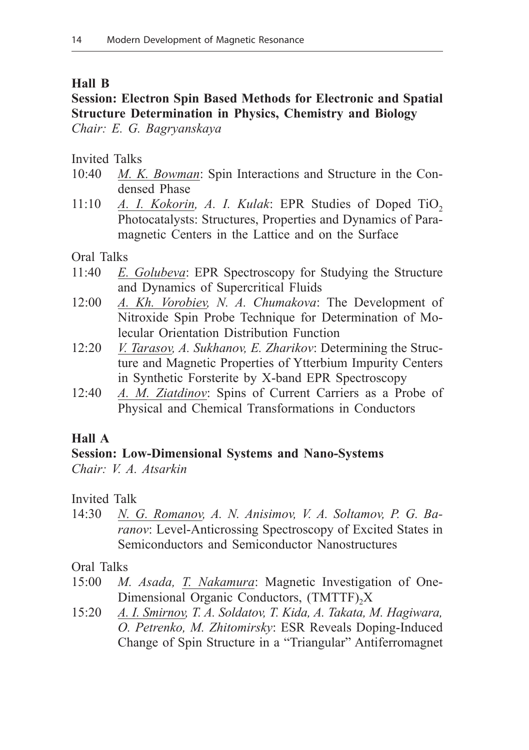## Hall B

### Session: Electron Spin Based Methods for Electronic and Spatial Structure Determination in Physics, Chemistry and Biology

*Chair: E. G. Bagryanskaya*

Invited Talks

10:40 <u>*M. K. Bowman*</u>: Spin Interactions and Structure in the Condensed Phase

11:10 <u>*A. I. Kokorin*</u>, *A. I. Kulak*: EPR Studies of Doped $TiO_2$ Photocatalysts: Structures, Properties and Dynamics of Paramagnetic Centers in the Lattice and on the Surface

Oral Talks

11:40 <u>*E. Golubeva*</u>: EPR Spectroscopy for Studying the Structure and Dynamics of Supercritical Fluids

12:00 <u>*A. Kh. Vorobiev*</u>, *N. A. Chumakova*: The Development of Nitroxide Spin Probe Technique for Determination of Molecular Orientation Distribution Function

12:20 <u>*V. Tarasov*</u>, *A. Sukhanov, E. Zharikov*: Determining the Structure and Magnetic Properties of Ytterbium Impurity Centers in Synthetic Forsterite by X-band EPR Spectroscopy

12:40 <u>*A. M. Ziatdinov*</u>: Spins of Current Carriers as a Probe of Physical and Chemical Transformations in Conductors

## Hall A

### Session: Low-Dimensional Systems and Nano-Systems

*Chair: V. A. Atsarkin*

Invited Talk

14:30 <u>*N. G. Romanov*</u>, *A. N. Anisimov, V. A. Soltamov, P. G. Baranov*: Level-Anticrossing Spectroscopy of Excited States in Semiconductors and Semiconductor Nanostructures

Oral Talks

15:00 *M. Asada,* <u>*T. Nakamura*</u>: Magnetic Investigation of One-Dimensional Organic Conductors, $(TMTTF)_2X$

15:20 <u>*A. I. Smirnov*</u>, *T. A. Soldatov, T. Kida, A. Takata, M. Hagiwara, O. Petrenko, M. Zhitomirsky*: ESR Reveals Doping-Induced Change of Spin Structure in a "Triangular" Antiferromagnet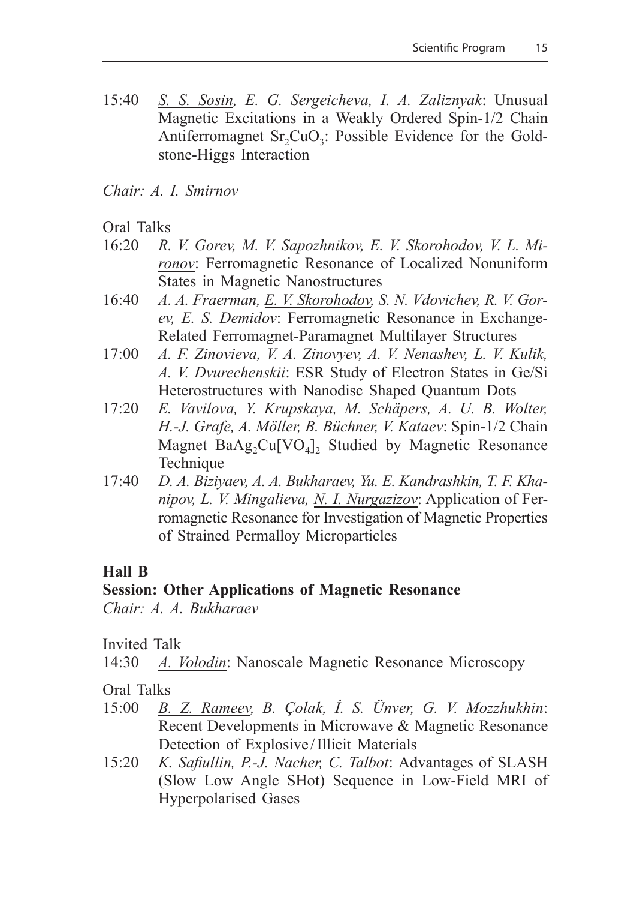15:40 *S. S. Sosin, E. G. Sergeicheva, I. A. Zaliznyak*: Unusual Magnetic Excitations in a Weakly Ordered Spin-1/2 Chain Antiferromagnet $Sr_2CuO_3$: Possible Evidence for the Goldstone-Higgs Interaction

*Chair: A. I. Smirnov*

Oral Talks

16:20 *R. V. Gorev, M. V. Sapozhnikov, E. V. Skorohodov, V. L. Mironov*: Ferromagnetic Resonance of Localized Nonuniform States in Magnetic Nanostructures

16:40 *A. A. Fraerman, E. V. Skorohodov, S. N. Vdovichev, R. V. Gorev, E. S. Demidov*: Ferromagnetic Resonance in Exchange-Related Ferromagnet-Paramagnet Multilayer Structures

17:00 *A. F. Zinovieva, V. A. Zinovyev, A. V. Nenashev, L. V. Kulik, A. V. Dvurechenskii*: ESR Study of Electron States in Ge/Si Heterostructures with Nanodisc Shaped Quantum Dots

17:20 *E. Vavilova, Y. Krupskaya, M. Schäpers, A. U. B. Wolter, H.-J. Grafe, A. Möller, B. Büchner, V. Kataev*: Spin-1/2 Chain Magnet $BaAg_2Cu[VO_4]_2$ Studied by Magnetic Resonance Technique

17:40 *D. A. Biziyaev, A. A. Bukharaev, Yu. E. Kandrashkin, T. F. Khanipov, L. V. Mingalieva, N. I. Nurgazizov*: Application of Ferromagnetic Resonance for Investigation of Magnetic Properties of Strained Permalloy Microparticles

## Hall B

### Session: Other Applications of Magnetic Resonance

*Chair: A. A. Bukharaev*

Invited Talk

14:30 *A. Volodin*: Nanoscale Magnetic Resonance Microscopy

Oral Talks

15:00 *B. Z. Rameev, B. Çolak, İ. S. Ünver, G. V. Mozzhukhin*: Recent Developments in Microwave & Magnetic Resonance Detection of Explosive / Illicit Materials

15:20 *K. Safiullin, P.-J. Nacher, C. Talbot*: Advantages of SLASH (Slow Low Angle SHot) Sequence in Low-Field MRI of Hyperpolarised Gases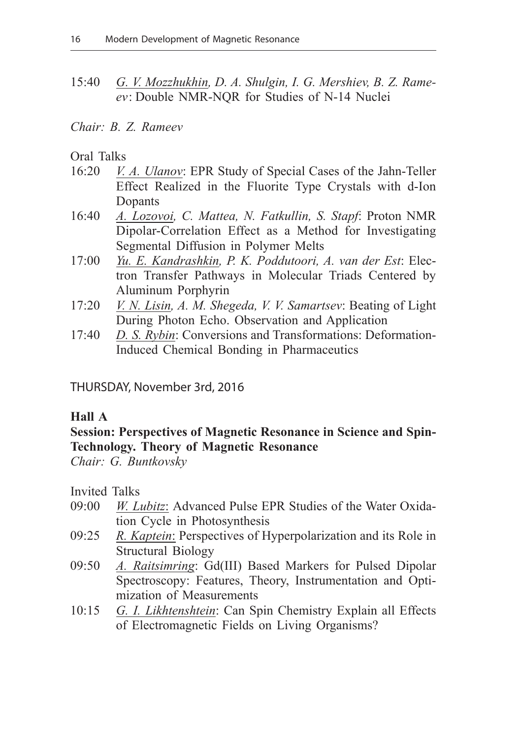15:40 *G. V. Mozzhukhin, D. A. Shulgin, I. G. Mershiev, B. Z. Rameev*: Double NMR-NQR for Studies of N-14 Nuclei

*Chair: B. Z. Rameev*

Oral Talks

- 16:20 *V. A. Ulanov*: EPR Study of Special Cases of the Jahn-Teller Effect Realized in the Fluorite Type Crystals with d-Ion Dopants
- 16:40 *A. Lozovoi, C. Mattea, N. Fatkullin, S. Stapf*: Proton NMR Dipolar-Correlation Effect as a Method for Investigating Segmental Diffusion in Polymer Melts
- 17:00 *Yu. E. Kandrashkin, P. K. Poddutoori, A. van der Est*: Electron Transfer Pathways in Molecular Triads Centered by Aluminum Porphyrin
- 17:20 *V. N. Lisin, A. M. Shegeda, V. V. Samartsev*: Beating of Light During Photon Echo. Observation and Application
- 17:40 *D. S. Rybin*: Conversions and Transformations: Deformation-Induced Chemical Bonding in Pharmaceutics

## THURSDAY, November 3rd, 2016

### Hall A

**Session: Perspectives of Magnetic Resonance in Science and Spin-Technology. Theory of Magnetic Resonance**

*Chair: G. Buntkovsky*

Invited Talks

- 09:00 *W. Lubitz*: Advanced Pulse EPR Studies of the Water Oxidation Cycle in Photosynthesis
- 09:25 *R. Kaptein*: Perspectives of Hyperpolarization and its Role in Structural Biology
- 09:50 *A. Raitsimring*: Gd(III) Based Markers for Pulsed Dipolar Spectroscopy: Features, Theory, Instrumentation and Optimization of Measurements
- 10:15 *G. I. Likhtenshtein*: Can Spin Chemistry Explain all Effects of Electromagnetic Fields on Living Organisms?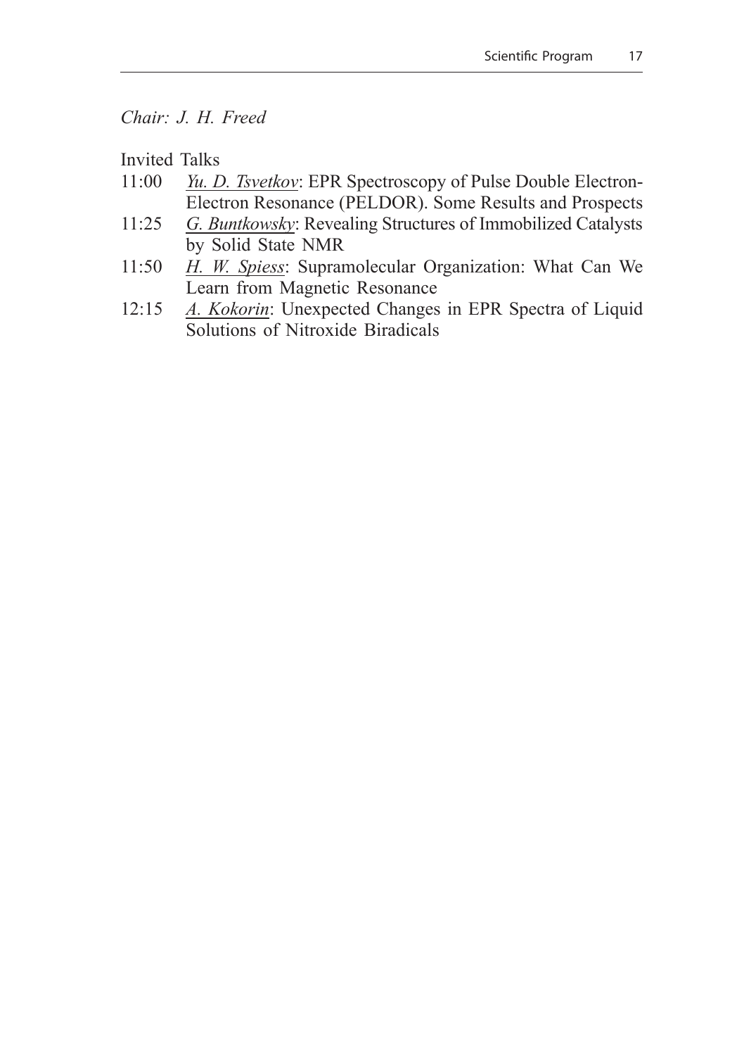*Chair: J. H. Freed*

Invited Talks

11:00 *Yu. D. Tsvetkov*: EPR Spectroscopy of Pulse Double Electron-Electron Resonance (PELDOR). Some Results and Prospects

11:25 *G. Buntkowsky*: Revealing Structures of Immobilized Catalysts by Solid State NMR

11:50 *H. W. Spiess*: Supramolecular Organization: What Can We Learn from Magnetic Resonance

12:15 *A. Kokorin*: Unexpected Changes in EPR Spectra of Liquid Solutions of Nitroxide Biradicals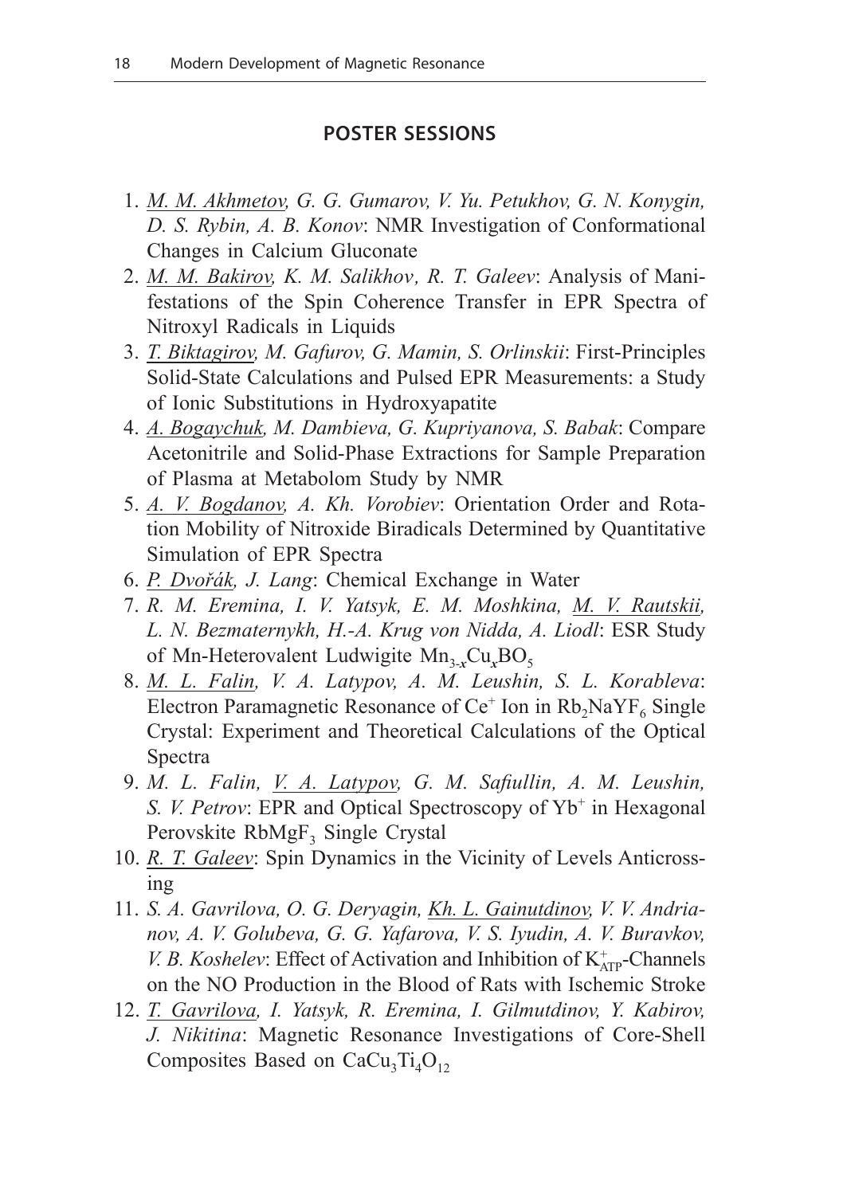## POSTER SESSIONS

1. *M. M. Akhmetov, G. G. Gumarov, V. Yu. Petukhov, G. N. Konygin, D. S. Rybin, A. B. Konov*: NMR Investigation of Conformational Changes in Calcium Gluconate
2. *M. M. Bakirov, K. M. Salikhov, R. T. Galeev*: Analysis of Manifestations of the Spin Coherence Transfer in EPR Spectra of Nitroxyl Radicals in Liquids
3. *T. Biktagirov, M. Gafurov, G. Mamin, S. Orlinskii*: First-Principles Solid-State Calculations and Pulsed EPR Measurements: a Study of Ionic Substitutions in Hydroxyapatite
4. *A. Bogaychuk, M. Dambieva, G. Kupriyanova, S. Babak*: Compare Acetonitrile and Solid-Phase Extractions for Sample Preparation of Plasma at Metabolom Study by NMR
5. *A. V. Bogdanov, A. Kh. Vorobiev*: Orientation Order and Rotation Mobility of Nitroxide Biradicals Determined by Quantitative Simulation of EPR Spectra
6. *P. Dvořák, J. Lang*: Chemical Exchange in Water
7. *R. M. Eremina, I. V. Yatsyk, E. M. Moshkina, M. V. Rautskii, L. N. Bezmaternykh, H.-A. Krug von Nidda, A. Liodl*: ESR Study of Mn-Heterovalent Ludwigite $Mn_{3-x}Cu_xBO_5$
8. *M. L. Falin, V. A. Latypov, A. M. Leushin, S. L. Korableva*: Electron Paramagnetic Resonance of $Ce^{+}$ Ion in $Rb_2NaYF_6$ Single Crystal: Experiment and Theoretical Calculations of the Optical Spectra
9. *M. L. Falin, V. A. Latypov, G. M. Safiullin, A. M. Leushin, S. V. Petrov*: EPR and Optical Spectroscopy of $Yb^{+}$ in Hexagonal Perovskite $RbMgF_3$ Single Crystal
10. *R. T. Galeev*: Spin Dynamics in the Vicinity of Levels Anticrossing
11. *S. A. Gavrilova, O. G. Deryagin, Kh. L. Gainutdinov, V. V. Andrianov, A. V. Golubeva, G. G. Yafarova, V. S. Iyudin, A. V. Buravkov, V. B. Koshelev*: Effect of Activation and Inhibition of $K^{+}_{ATP}$-Channels on the NO Production in the Blood of Rats with Ischemic Stroke
12. *T. Gavrilova, I. Yatsyk, R. Eremina, I. Gilmutdinov, Y. Kabirov, J. Nikitina*: Magnetic Resonance Investigations of Core-Shell Composites Based on $CaCu_3Ti_4O_{12}$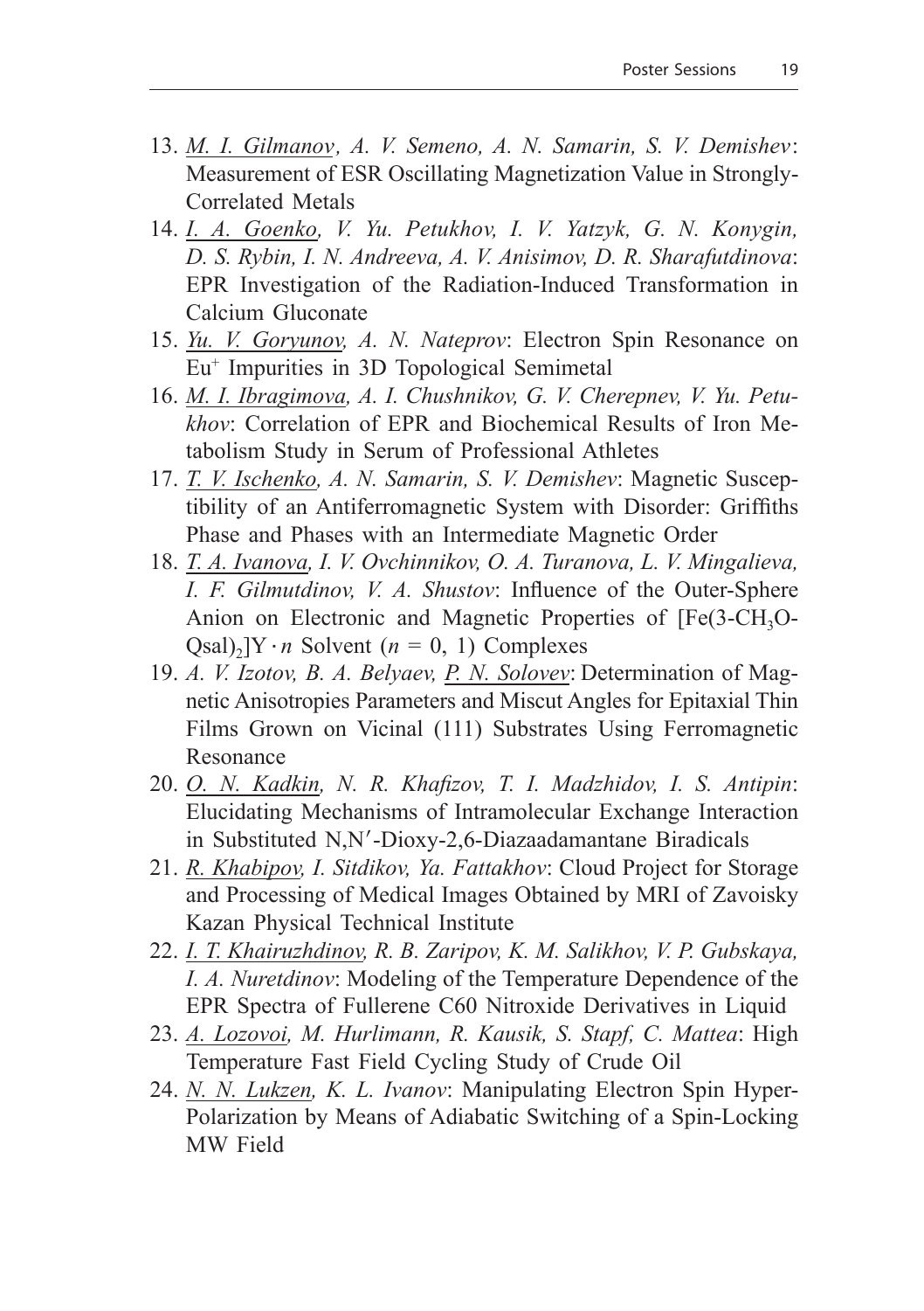13. <u>*M. I. Gilmanov*</u>*, A. V. Semeno, A. N. Samarin, S. V. Demishev*: Measurement of ESR Oscillating Magnetization Value in Strongly-Correlated Metals
14. <u>*I. A. Goenko*</u>*, V. Yu. Petukhov, I. V. Yatzyk, G. N. Konygin, D. S. Rybin, I. N. Andreeva, A. V. Anisimov, D. R. Sharafutdinova*: EPR Investigation of the Radiation-Induced Transformation in Calcium Gluconate
15. <u>*Yu. V. Goryunov*</u>*, A. N. Nateprov*: Electron Spin Resonance on $Eu^{+}$ Impurities in 3D Topological Semimetal
16. <u>*M. I. Ibragimova*</u>*, A. I. Chushnikov, G. V. Cherepnev, V. Yu. Petukhov*: Correlation of EPR and Biochemical Results of Iron Metabolism Study in Serum of Professional Athletes
17. <u>*T. V. Ischenko*</u>*, A. N. Samarin, S. V. Demishev*: Magnetic Susceptibility of an Antiferromagnetic System with Disorder: Griffiths Phase and Phases with an Intermediate Magnetic Order
18. <u>*T. A. Ivanova*</u>*, I. V. Ovchinnikov, O. A. Turanova, L. V. Mingalieva, I. F. Gilmutdinov, V. A. Shustov*: Influence of the Outer-Sphere Anion on Electronic and Magnetic Properties of $[Fe(3\text{-}CH_3O\text{-}Qsal)_2]Y \cdot n$ Solvent ($n = 0, 1$) Complexes
19. *A. V. Izotov, B. A. Belyaev,* <u>*P. N. Solovev*</u>: Determination of Magnetic Anisotropies Parameters and Miscut Angles for Epitaxial Thin Films Grown on Vicinal (111) Substrates Using Ferromagnetic Resonance
20. <u>*O. N. Kadkin*</u>*, N. R. Khafizov, T. I. Madzhidov, I. S. Antipin*: Elucidating Mechanisms of Intramolecular Exchange Interaction in Substituted N,N′-Dioxy-2,6-Diazaadamantane Biradicals
21. <u>*R. Khabipov*</u>*, I. Sitdikov, Ya. Fattakhov*: Cloud Project for Storage and Processing of Medical Images Obtained by MRI of Zavoisky Kazan Physical Technical Institute
22. <u>*I. T. Khairuzhdinov*</u>*, R. B. Zaripov, K. M. Salikhov, V. P. Gubskaya, I. A. Nuretdinov*: Modeling of the Temperature Dependence of the EPR Spectra of Fullerene C60 Nitroxide Derivatives in Liquid
23. <u>*A. Lozovoi*</u>*, M. Hurlimann, R. Kausik, S. Stapf, C. Mattea*: High Temperature Fast Field Cycling Study of Crude Oil
24. <u>*N. N. Lukzen*</u>*, K. L. Ivanov*: Manipulating Electron Spin Hyper-Polarization by Means of Adiabatic Switching of a Spin-Locking MW Field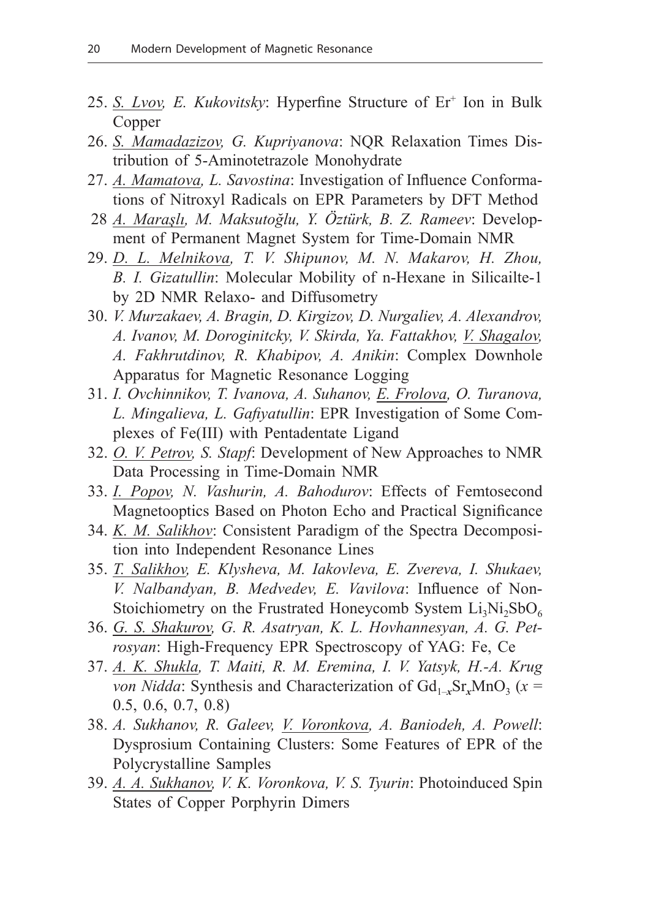25. <u>*S. Lvov,*</u> *E. Kukovitsky*: Hyperfine Structure of $Er^{+}$ Ion in Bulk Copper
26. <u>*S. Mamadazizov,*</u> *G. Kupriyanova*: NQR Relaxation Times Distribution of 5-Aminotetrazole Monohydrate
27. <u>*A. Mamatova,*</u> *L. Savostina*: Investigation of Influence Conformations of Nitroxyl Radicals on EPR Parameters by DFT Method
28 <u>*A. Maraşlı,*</u> *M. Maksutoğlu, Y. Öztürk, B. Z. Rameev*: Development of Permanent Magnet System for Time-Domain NMR
29. <u>*D. L. Melnikova,*</u> *T. V. Shipunov, M. N. Makarov, H. Zhou, B. I. Gizatullin*: Molecular Mobility of n-Hexane in Silicailte-1 by 2D NMR Relaxo- and Diffusometry
30. *V. Murzakaev, A. Bragin, D. Kirgizov, D. Nurgaliev, A. Alexandrov, A. Ivanov, M. Doroginitcky, V. Skirda, Ya. Fattakhov,* <u>*V. Shagalov,*</u> *A. Fakhrutdinov, R. Khabipov, A. Anikin*: Complex Downhole Apparatus for Magnetic Resonance Logging
31. *I. Ovchinnikov, T. Ivanova, A. Suhanov,* <u>*E. Frolova,*</u> *O. Turanova, L. Mingalieva, L. Gafiyatullin*: EPR Investigation of Some Complexes of Fe(III) with Pentadentate Ligand
32. <u>*O. V. Petrov,*</u> *S. Stapf*: Development of New Approaches to NMR Data Processing in Time-Domain NMR
33. <u>*I. Popov,*</u> *N. Vashurin, A. Bahodurov*: Effects of Femtosecond Magnetooptics Based on Photon Echo and Practical Significance
34. <u>*K. M. Salikhov*</u>: Consistent Paradigm of the Spectra Decomposition into Independent Resonance Lines
35. <u>*T. Salikhov,*</u> *E. Klysheva, M. Iakovleva, E. Zvereva, I. Shukaev, V. Nalbandyan, B. Medvedev, E. Vavilova*: Influence of Non-Stoichiometry on the Frustrated Honeycomb System $Li_3Ni_2SbO_6$
36. <u>*G. S. Shakurov,*</u> *G. R. Asatryan, K. L. Hovhannesyan, A. G. Petrosyan*: High-Frequency EPR Spectroscopy of YAG: Fe, Ce
37. <u>*A. K. Shukla,*</u> *T. Maiti, R. M. Eremina, I. V. Yatsyk, H.-A. Krug von Nidda*: Synthesis and Characterization of $Gd_{1-x}Sr_xMnO_3$ ($x$ = 0.5, 0.6, 0.7, 0.8)
38. *A. Sukhanov, R. Galeev,* <u>*V. Voronkova,*</u> *A. Baniodeh, A. Powell*: Dysprosium Containing Clusters: Some Features of EPR of the Polycrystalline Samples
39. <u>*A. A. Sukhanov,*</u> *V. K. Voronkova, V. S. Tyurin*: Photoinduced Spin States of Copper Porphyrin Dimers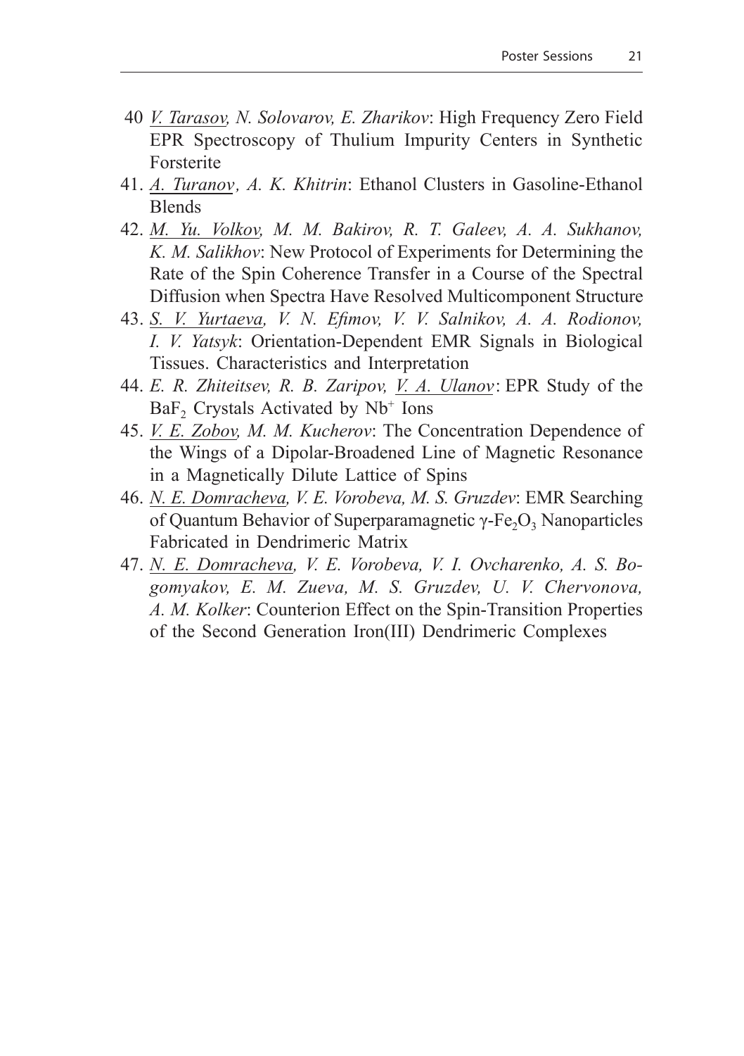40 *V. Tarasov, N. Solovarov, E. Zharikov*: High Frequency Zero Field EPR Spectroscopy of Thulium Impurity Centers in Synthetic Forsterite

41. *A. Turanov, A. K. Khitrin*: Ethanol Clusters in Gasoline-Ethanol Blends

42. *M. Yu. Volkov, M. M. Bakirov, R. T. Galeev, A. A. Sukhanov, K. M. Salikhov*: New Protocol of Experiments for Determining the Rate of the Spin Coherence Transfer in a Course of the Spectral Diffusion when Spectra Have Resolved Multicomponent Structure

43. *S. V. Yurtaeva, V. N. Efimov, V. V. Salnikov, A. A. Rodionov, I. V. Yatsyk*: Orientation-Dependent EMR Signals in Biological Tissues. Characteristics and Interpretation

44. *E. R. Zhiteitsev, R. B. Zaripov, V. A. Ulanov*: EPR Study of the $BaF_2$ Crystals Activated by $Nb^+$ Ions

45. *V. E. Zobov, M. M. Kucherov*: The Concentration Dependence of the Wings of a Dipolar-Broadened Line of Magnetic Resonance in a Magnetically Dilute Lattice of Spins

46. *N. E. Domracheva, V. E. Vorobeva, M. S. Gruzdev*: EMR Searching of Quantum Behavior of Superparamagnetic $\gamma$-$Fe_2O_3$ Nanoparticles Fabricated in Dendrimeric Matrix

47. *N. E. Domracheva, V. E. Vorobeva, V. I. Ovcharenko, A. S. Bogomyakov, E. M. Zueva, M. S. Gruzdev, U. V. Chervonova, A. M. Kolker*: Counterion Effect on the Spin-Transition Properties of the Second Generation Iron(III) Dendrimeric Complexes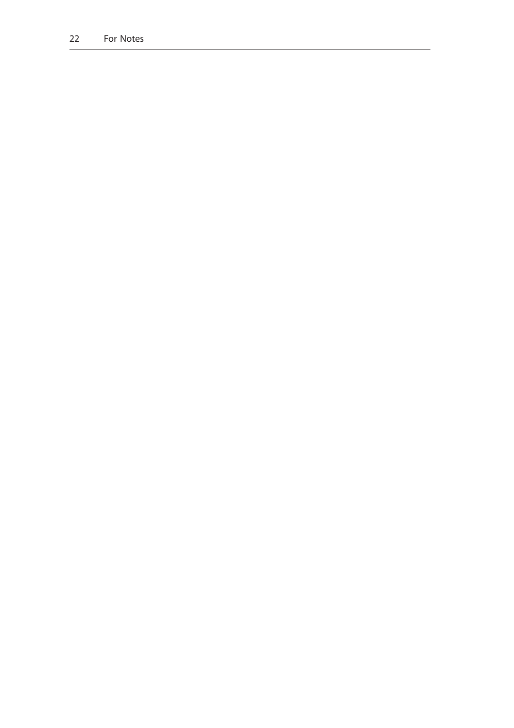# For Notes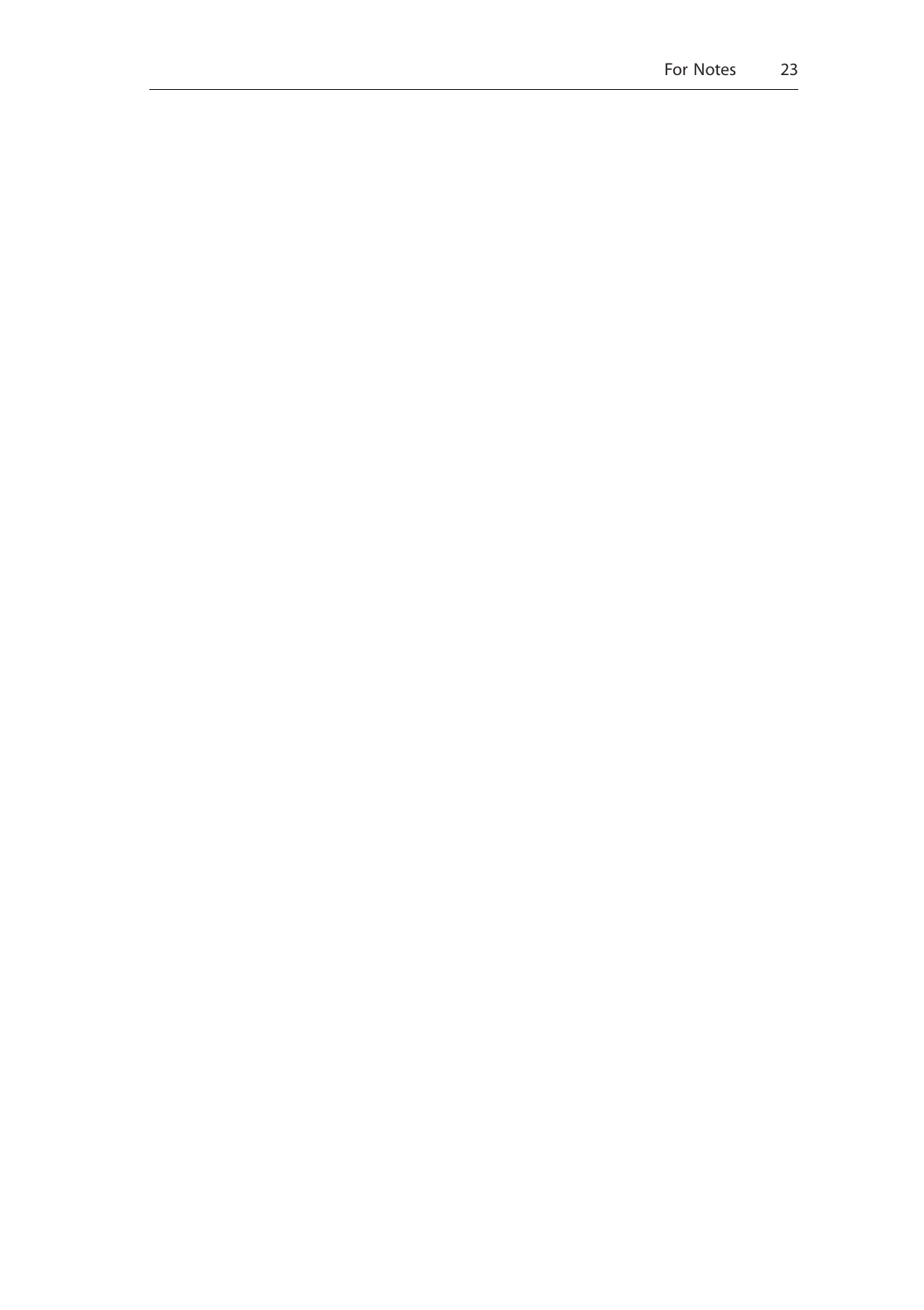# For Notes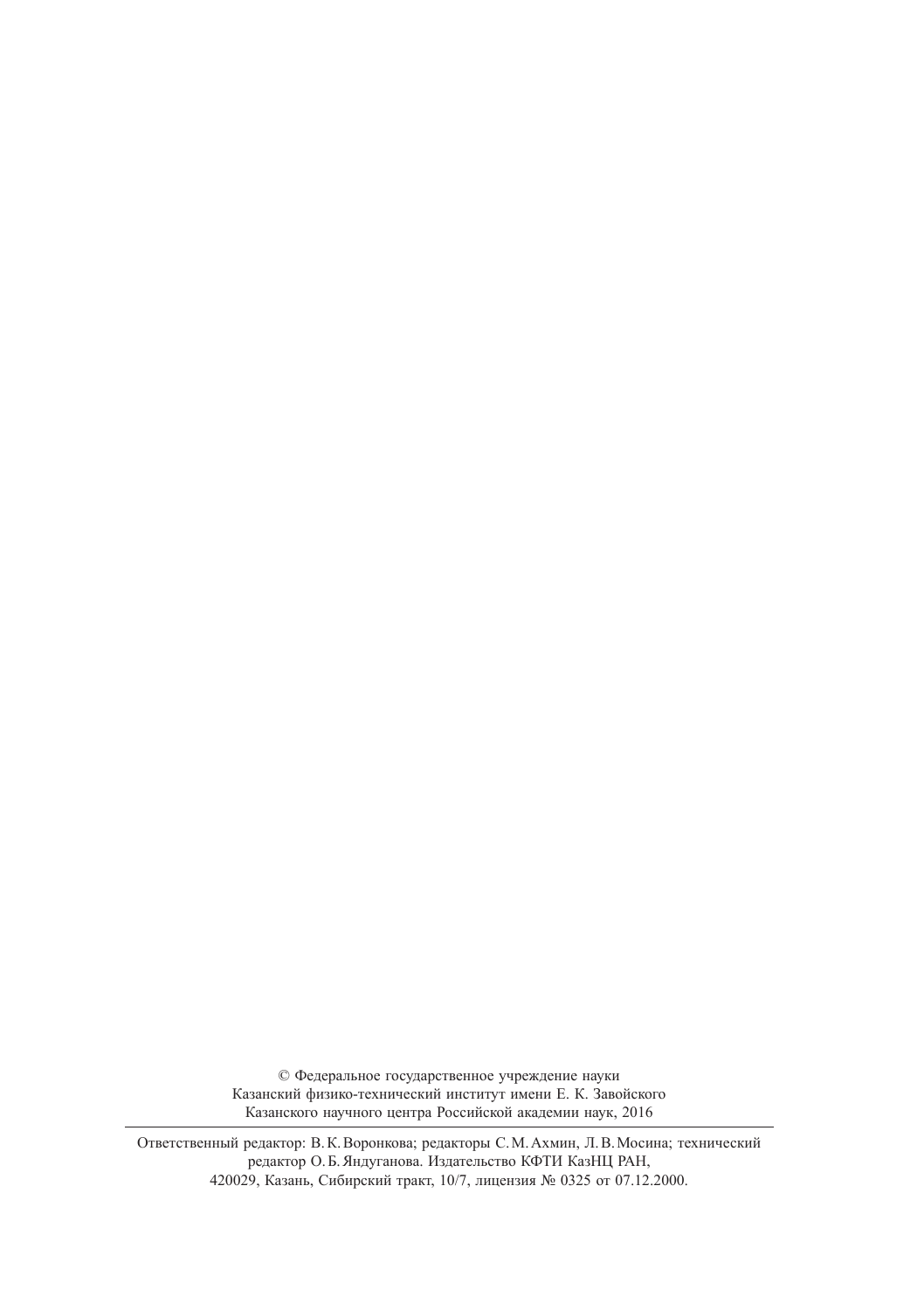© Федеральное государственное учреждение науки
Казанский физико-технический институт имени Е. К. Завойского
Казанского научного центра Российской академии наук, 2016

---

Ответственный редактор: В. К. Воронкова; редакторы С. М. Ахмин, Л. В. Мосина; технический редактор О. Б. Яндуганова. Издательство КФТИ КазНЦ РАН,
420029, Казань, Сибирский тракт, 10/7, лицензия № 0325 от 07.12.2000.